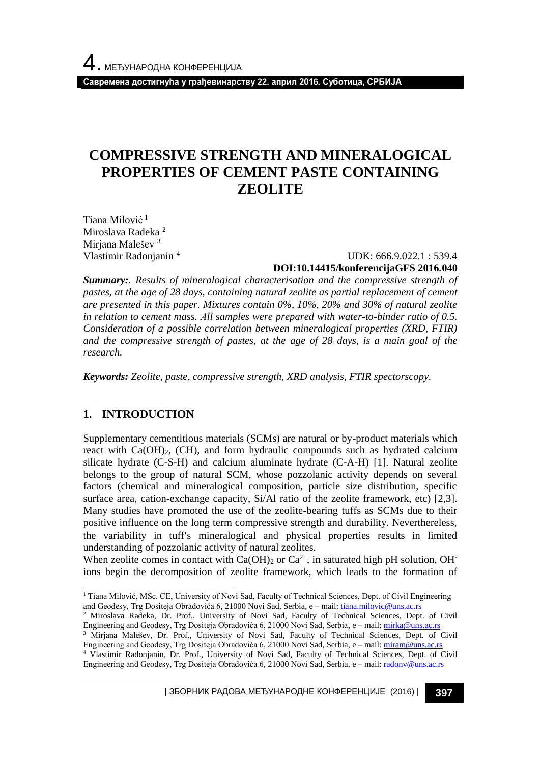# COMPRESSIVE STRENGTH AND MINERALOGICAL PROPERTIES OF CEMENT PASTE CONTAINING ZEOLITE

Tiana Milović [1]
Miroslava Radeka [2]
Mirjana Malešev [3]
Vlastimir Radonjanin [4]

UDK: 666.9.022.1 : 539.4
**DOI:10.14415/konferencijaGFS 2016.040**

***Summary:***. *Results of mineralogical characterisation and the compressive strength of pastes, at the age of 28 days, containing natural zeolite as partial replacement of cement are presented in this paper. Mixtures contain 0%, 10%, 20% and 30% of natural zeolite in relation to cement mass. All samples were prepared with water-to-binder ratio of 0.5. Consideration of a possible correlation between mineralogical properties (XRD, FTIR) and the compressive strength of pastes, at the age of 28 days, is a main goal of the research.*

***Keywords:*** *Zeolite, paste, compressive strength, XRD analysis, FTIR spectorscopy.*

## 1. INTRODUCTION

Supplementary cementitious materials (SCMs) are natural or by-product materials which react with $Ca(OH)_2$, (CH), and form hydraulic compounds such as hydrated calcium silicate hydrate (C-S-H) and calcium aluminate hydrate (C-A-H) [1]. Natural zeolite belongs to the group of natural SCM, whose pozzolanic activity depends on several factors (chemical and mineralogical composition, particle size distribution, specific surface area, cation-exchange capacity, Si/Al ratio of the zeolite framework, etc) [2,3]. Many studies have promoted the use of the zeolite-bearing tuffs as SCMs due to their positive influence on the long term compressive strength and durability. Neverthereless, the variability in tuff′s mineralogical and physical properties results in limited understanding of pozzolanic activity of natural zeolites.

When zeolite comes in contact with $Ca(OH)_2$ or $Ca^{2+}$, in saturated high pH solution, $OH^-$ ions begin the decomposition of zeolite framework, which leads to the formation of

---

[1] Tiana Milović, MSc. CE, University of Novi Sad, Faculty of Technical Sciences, Dept. of Civil Engineering and Geodesy, Trg Dositeja Obradovića 6, 21000 Novi Sad, Serbia, e – mail: tiana.milovic@uns.ac.rs

[2] Miroslava Radeka, Dr. Prof., University of Novi Sad, Faculty of Technical Sciences, Dept. of Civil Engineering and Geodesy, Trg Dositeja Obradovića 6, 21000 Novi Sad, Serbia, e – mail: mirka@uns.ac.rs

[3] Mirjana Malešev, Dr. Prof., University of Novi Sad, Faculty of Technical Sciences, Dept. of Civil Engineering and Geodesy, Trg Dositeja Obradovića 6, 21000 Novi Sad, Serbia, e – mail: miram@uns.ac.rs

[4] Vlastimir Radonjanin, Dr. Prof., University of Novi Sad, Faculty of Technical Sciences, Dept. of Civil Engineering and Geodesy, Trg Dositeja Obradovića 6, 21000 Novi Sad, Serbia, e – mail: radonv@uns.ac.rs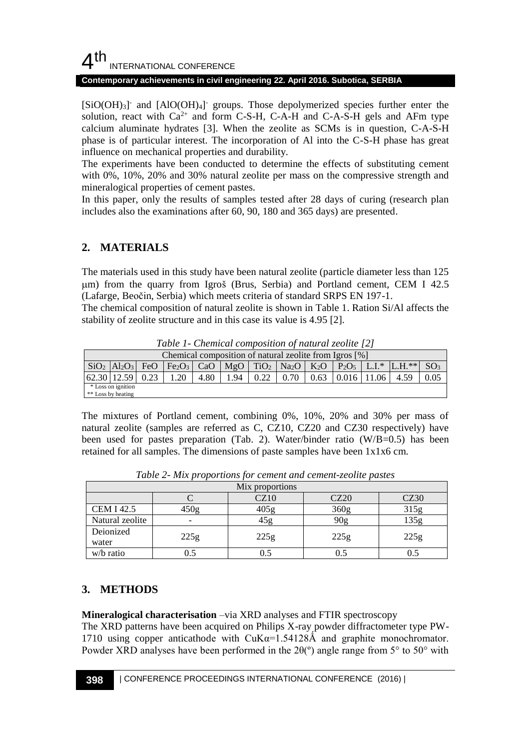$[SiO(OH)_3]^-$ and $[AlO(OH)_4]^-$ groups. Those depolymerized species further enter the solution, react with $Ca^{2+}$ and form C-S-H, C-A-H and C-A-S-H gels and AFm type calcium aluminate hydrates [3]. When the zeolite as SCMs is in question, C-A-S-H phase is of particular interest. The incorporation of Al into the C-S-H phase has great influence on mechanical properties and durability.

The experiments have been conducted to determine the effects of substituting cement with 0%, 10%, 20% and 30% natural zeolite per mass on the compressive strength and mineralogical properties of cement pastes.

In this paper, only the results of samples tested after 28 days of curing (research plan includes also the examinations after 60, 90, 180 and 365 days) are presented.

## 2. MATERIALS

The materials used in this study have been natural zeolite (particle diameter less than 125 μm) from the quarry from Igroš (Brus, Serbia) and Portland cement, CEM I 42.5 (Lafarge, Beočin, Serbia) which meets criteria of standard SRPS EN 197-1.

The chemical composition of natural zeolite is shown in Table 1. Ration Si/Al affects the stability of zeolite structure and in this case its value is 4.95 [2].

*Table 1- Chemical composition of natural zeolite [2]*

| Chemical composition of natural zeolite from Igros [%] | | | | | | | | | | | | |
|---|---|---|---|---|---|---|---|---|---|---|---|---|
| $SiO_2$ | $Al_2O_3$ | FeO | $Fe_2O_3$ | CaO | MgO | $TiO_2$ | $Na_2O$ | $K_2O$ | $P_2O_5$ | L.I.* | L.H.** | $SO_3$ |
| 62.30 | 12.59 | 0.23 | 1.20 | 4.80 | 1.94 | 0.22 | 0.70 | 0.63 | 0.016 | 11.06 | 4.59 | 0.05 |

\* Loss on ignition
\*\* Loss by heating

The mixtures of Portland cement, combining 0%, 10%, 20% and 30% per mass of natural zeolite (samples are referred as C, CZ10, CZ20 and CZ30 respectively) have been used for pastes preparation (Tab. 2). Water/binder ratio (W/B=0.5) has been retained for all samples. The dimensions of paste samples have been 1x1x6 cm.

*Table 2- Mix proportions for cement and cement-zeolite pastes*

| Mix proportions | | | | |
|---|---|---|---|---|
| | C | CZ10 | CZ20 | CZ30 |
| CEM I 42.5 | 450g | 405g | 360g | 315g |
| Natural zeolite | - | 45g | 90g | 135g |
| Deionized water | 225g | 225g | 225g | 225g |
| w/b ratio | 0.5 | 0.5 | 0.5 | 0.5 |

## 3. METHODS

**Mineralogical characterisation** –via XRD analyses and FTIR spectroscopy

The XRD patterns have been acquired on Philips X-ray powder diffractometer type PW-1710 using copper anticathode with $CuK\alpha$=1.54128Å and graphite monochromator. Powder XRD analyses have been performed in the 2θ(°) angle range from 5° to 50° with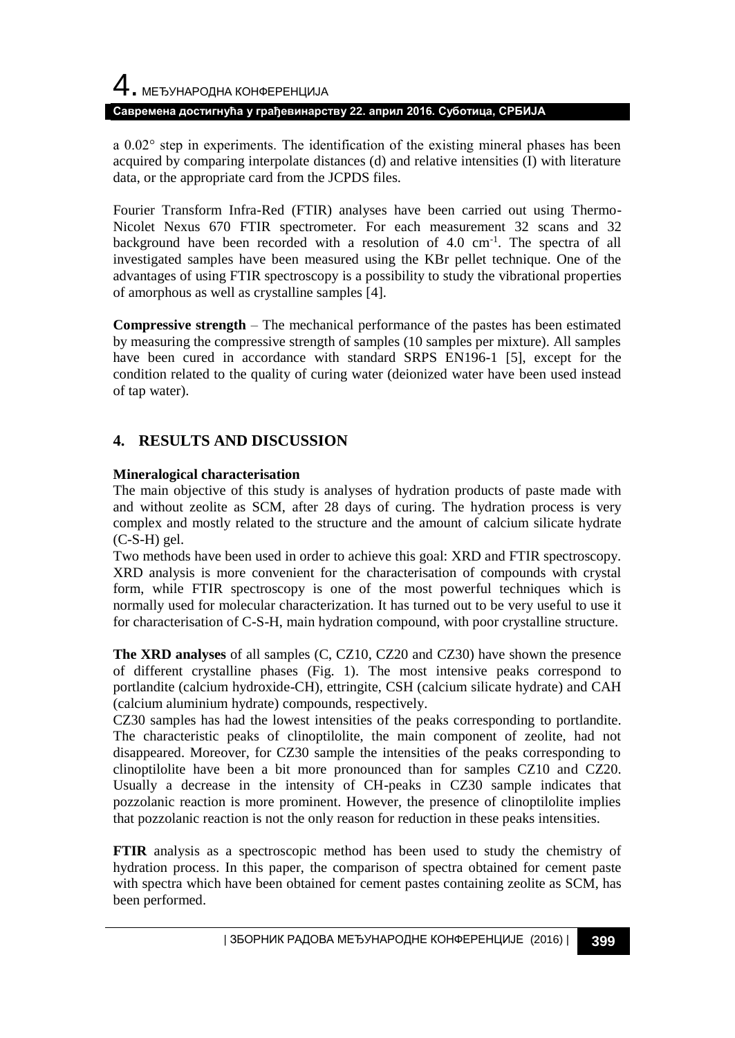a 0.02° step in experiments. The identification of the existing mineral phases has been acquired by comparing interpolate distances (d) and relative intensities (I) with literature data, or the appropriate card from the JCPDS files.

Fourier Transform Infra-Red (FTIR) analyses have been carried out using Thermo-Nicolet Nexus 670 FTIR spectrometer. For each measurement 32 scans and 32 background have been recorded with a resolution of 4.0 $cm^{-1}$. The spectra of all investigated samples have been measured using the KBr pellet technique. One of the advantages of using FTIR spectroscopy is a possibility to study the vibrational properties of amorphous as well as crystalline samples [4].

**Compressive strength** – The mechanical performance of the pastes has been estimated by measuring the compressive strength of samples (10 samples per mixture). All samples have been cured in accordance with standard SRPS EN196-1 [5], except for the condition related to the quality of curing water (deionized water have been used instead of tap water).

## 4. RESULTS AND DISCUSSION

**Mineralogical characterisation**

The main objective of this study is analyses of hydration products of paste made with and without zeolite as SCM, after 28 days of curing. The hydration process is very complex and mostly related to the structure and the amount of calcium silicate hydrate (C-S-H) gel.

Two methods have been used in order to achieve this goal: XRD and FTIR spectroscopy. XRD analysis is more convenient for the characterisation of compounds with crystal form, while FTIR spectroscopy is one of the most powerful techniques which is normally used for molecular characterization. It has turned out to be very useful to use it for characterisation of C-S-H, main hydration compound, with poor crystalline structure.

**The XRD analyses** of all samples (C, CZ10, CZ20 and CZ30) have shown the presence of different crystalline phases (Fig. 1). The most intensive peaks correspond to portlandite (calcium hydroxide-CH), ettringite, CSH (calcium silicate hydrate) and CAH (calcium aluminium hydrate) compounds, respectively.

CZ30 samples has had the lowest intensities of the peaks corresponding to portlandite. The characteristic peaks of clinoptilolite, the main component of zeolite, had not disappeared. Moreover, for CZ30 sample the intensities of the peaks corresponding to clinoptilolite have been a bit more pronounced than for samples CZ10 and CZ20. Usually a decrease in the intensity of CH-peaks in CZ30 sample indicates that pozzolanic reaction is more prominent. However, the presence of clinoptilolite implies that pozzolanic reaction is not the only reason for reduction in these peaks intensities.

**FTIR** analysis as a spectroscopic method has been used to study the chemistry of hydration process. In this paper, the comparison of spectra obtained for cement paste with spectra which have been obtained for cement pastes containing zeolite as SCM, has been performed.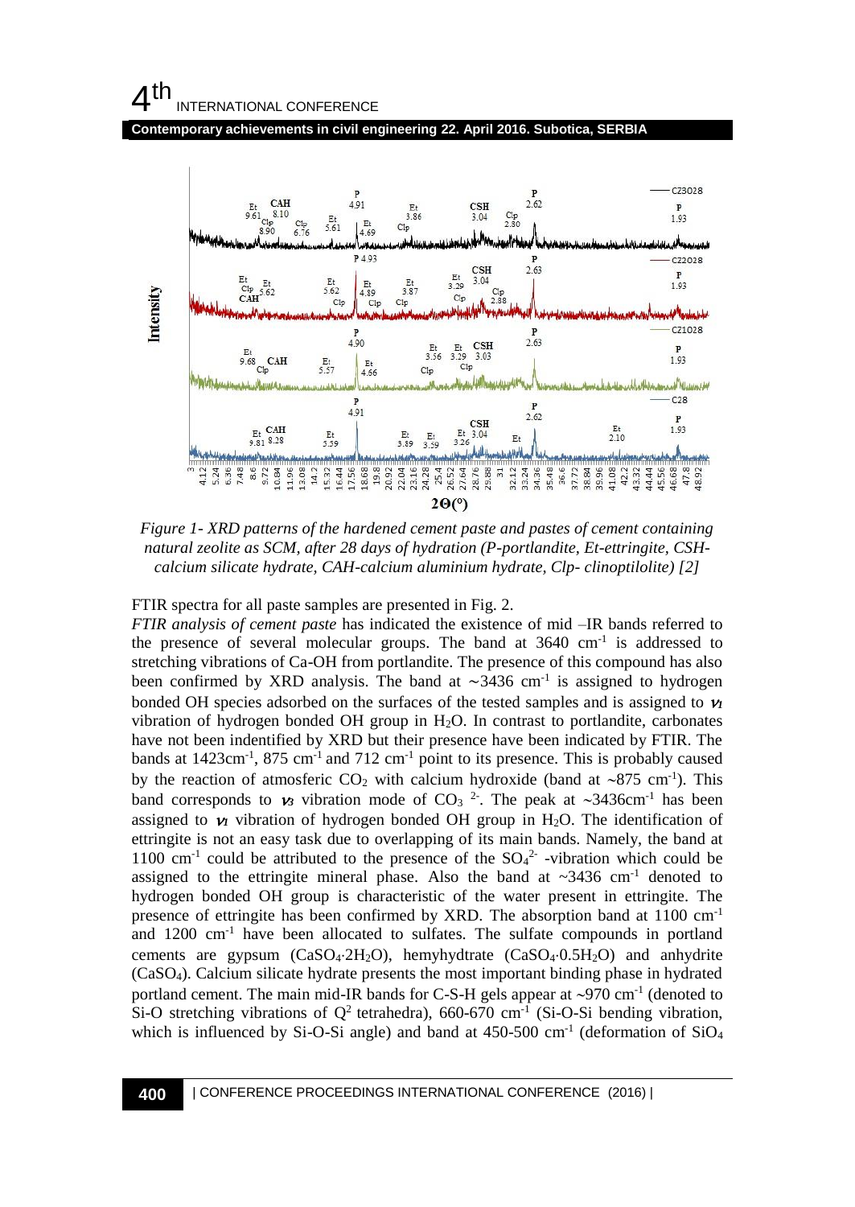*Figure 1- XRD patterns of the hardened cement paste and pastes of cement containing natural zeolite as SCM, after 28 days of hydration (P-portlandite, Et-ettringite, CSH-calcium silicate hydrate, CAH-calcium aluminium hydrate, Clp- clinoptilolite) [2]*

FTIR spectra for all paste samples are presented in Fig. 2.

*FTIR analysis of cement paste* has indicated the existence of mid –IR bands referred to the presence of several molecular groups. The band at 3640 $cm^{-1}$ is addressed to stretching vibrations of Ca-OH from portlandite. The presence of this compound has also been confirmed by XRD analysis. The band at ∼3436 $cm^{-1}$ is assigned to hydrogen bonded OH species adsorbed on the surfaces of the tested samples and is assigned to $\nu_1$ vibration of hydrogen bonded OH group in $H_2O$. In contrast to portlandite, carbonates have not been indentified by XRD but their presence have been indicated by FTIR. The bands at 1423$cm^{-1}$, 875 $cm^{-1}$ and 712 $cm^{-1}$ point to its presence. This is probably caused by the reaction of atmosferic $CO_2$ with calcium hydroxide (band at ~875 $cm^{-1}$). This band corresponds to $\nu_3$ vibration mode of $CO_3{}^{2-}$. The peak at ~3436$cm^{-1}$ has been assigned to $\nu_1$ vibration of hydrogen bonded OH group in $H_2O$. The identification of ettringite is not an easy task due to overlapping of its main bands. Namely, the band at 1100 $cm^{-1}$ could be attributed to the presence of the $SO_4{}^{2-}$ -vibration which could be assigned to the ettringite mineral phase. Also the band at ~3436 $cm^{-1}$ denoted to hydrogen bonded OH group is characteristic of the water present in ettringite. The presence of ettringite has been confirmed by XRD. The absorption band at 1100 $cm^{-1}$ and 1200 $cm^{-1}$ have been allocated to sulfates. The sulfate compounds in portland cements are gypsum ($CaSO_4{\cdot}2H_2O$), hemyhydtrate ($CaSO_4{\cdot}0.5H_2O$) and anhydrite ($CaSO_4$). Calcium silicate hydrate presents the most important binding phase in hydrated portland cement. The main mid-IR bands for C-S-H gels appear at ~970 $cm^{-1}$ (denoted to Si-O stretching vibrations of $Q^2$ tetrahedra), 660-670 $cm^{-1}$ (Si-O-Si bending vibration, which is influenced by Si-O-Si angle) and band at 450-500 $cm^{-1}$ (deformation of $SiO_4$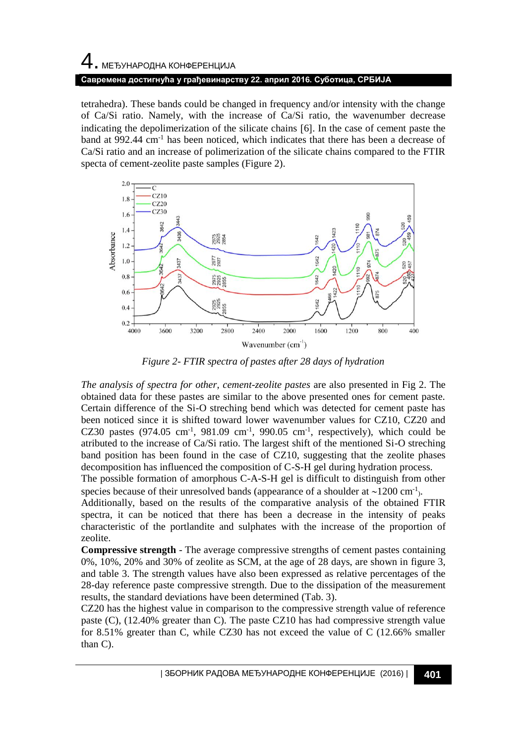tetrahedra). These bands could be changed in frequency and/or intensity with the change of Ca/Si ratio. Namely, with the increase of Ca/Si ratio, the wavenumber decrease indicating the depolimerization of the silicate chains [6]. In the case of cement paste the band at 992.44 $cm^{-1}$ has been noticed, which indicates that there has been a decrease of Ca/Si ratio and an increase of polimerization of the silicate chains compared to the FTIR specta of cement-zeolite paste samples (Figure 2).

*Figure 2- FTIR spectra of pastes after 28 days of hydration*

*The analysis of spectra for other, cement-zeolite pastes* are also presented in Fig 2. The obtained data for these pastes are similar to the above presented ones for cement paste. Certain difference of the Si-O streching bend which was detected for cement paste has been noticed since it is shifted toward lower wavenumber values for CZ10, CZ20 and CZ30 pastes (974.05 $cm^{-1}$, 981.09 $cm^{-1}$, 990.05 $cm^{-1}$, respectively), which could be atributed to the increase of Ca/Si ratio. The largest shift of the mentioned Si-O streching band position has been found in the case of CZ10, suggesting that the zeolite phases decomposition has influenced the composition of C-S-H gel during hydration process.

The possible formation of amorphous C-A-S-H gel is difficult to distinguish from other species because of their unresolved bands (appearance of a shoulder at ~1200 $cm^{-1}$).

Additionally, based on the results of the comparative analysis of the obtained FTIR spectra, it can be noticed that there has been a decrease in the intensity of peaks characteristic of the portlandite and sulphates with the increase of the proportion of zeolite.

**Compressive strength** - The average compressive strengths of cement pastes containing 0%, 10%, 20% and 30% of zeolite as SCM, at the age of 28 days, are shown in figure 3, and table 3. The strength values have also been expressed as relative percentages of the 28-day reference paste compressive strength. Due to the dissipation of the measurement results, the standard deviations have been determined (Tab. 3).

CZ20 has the highest value in comparison to the compressive strength value of reference paste (C), (12.40% greater than C). The paste CZ10 has had compressive strength value for 8.51% greater than C, while CZ30 has not exceed the value of C (12.66% smaller than C).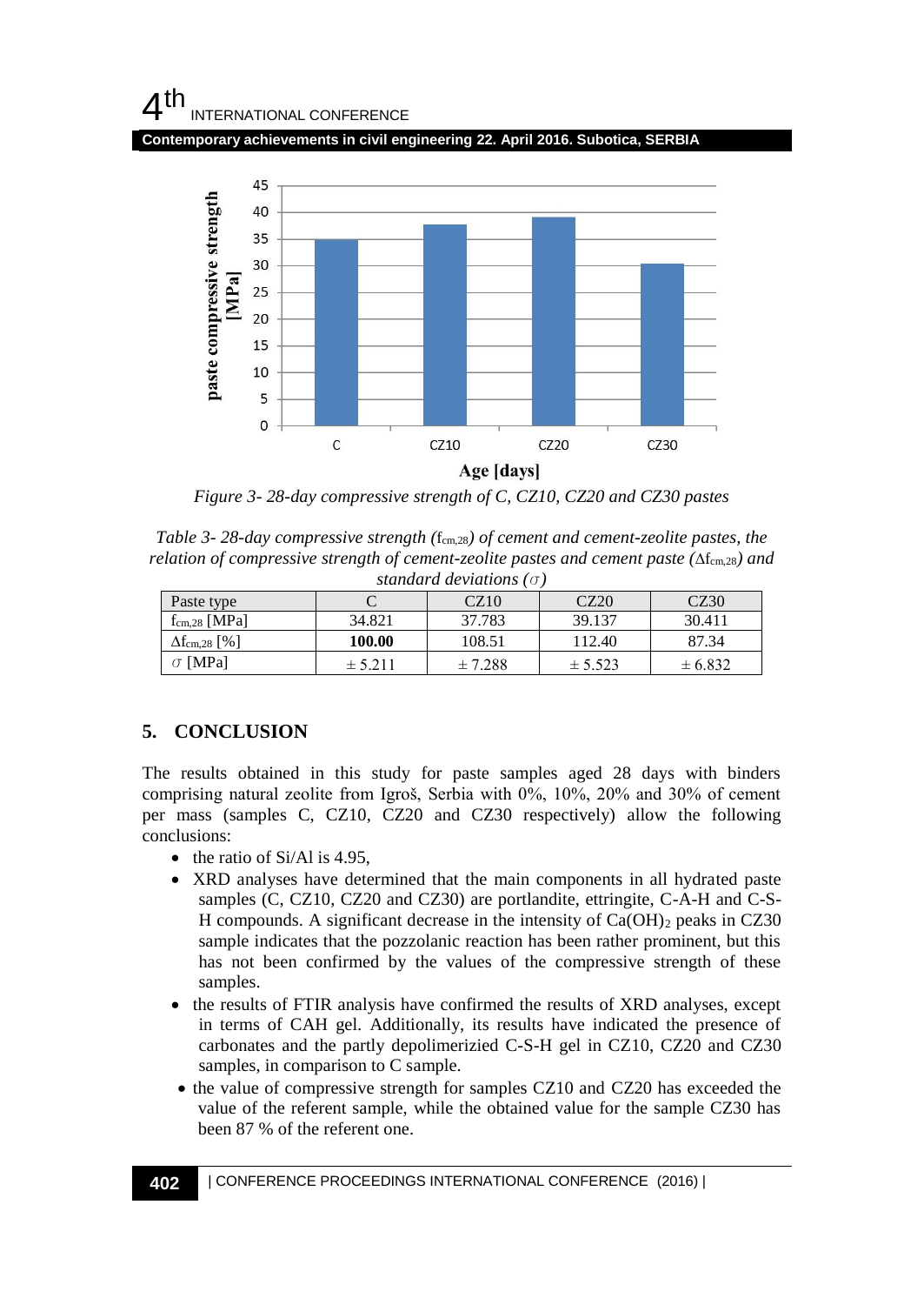*Figure 3- 28-day compressive strength of C, CZ10, CZ20 and CZ30 pastes*

*Table 3- 28-day compressive strength ($f_{cm,28}$) of cement and cement-zeolite pastes, the relation of compressive strength of cement-zeolite pastes and cement paste ($\Delta f_{cm,28}$) and standard deviations ($\sigma$)*

| Paste type | C | CZ10 | CZ20 | CZ30 |
|---|---|---|---|---|
| $f_{cm,28}$ [MPa] | 34.821 | 37.783 | 39.137 | 30.411 |
| $\Delta f_{cm,28}$ [%] | **100.00** | 108.51 | 112.40 | 87.34 |
| $\sigma$ [MPa] | ± 5.211 | ± 7.288 | ± 5.523 | ± 6.832 |

## 5. CONCLUSION

The results obtained in this study for paste samples aged 28 days with binders comprising natural zeolite from Igroš, Serbia with 0%, 10%, 20% and 30% of cement per mass (samples C, CZ10, CZ20 and CZ30 respectively) allow the following conclusions:

- the ratio of Si/Al is 4.95,
- XRD analyses have determined that the main components in all hydrated paste samples (C, CZ10, CZ20 and CZ30) are portlandite, ettringite, C-A-H and C-S-H compounds. A significant decrease in the intensity of $Ca(OH)_2$ peaks in CZ30 sample indicates that the pozzolanic reaction has been rather prominent, but this has not been confirmed by the values of the compressive strength of these samples.
- the results of FTIR analysis have confirmed the results of XRD analyses, except in terms of CAH gel. Additionally, its results have indicated the presence of carbonates and the partly depolimerizied C-S-H gel in CZ10, CZ20 and CZ30 samples, in comparison to C sample.
- the value of compressive strength for samples CZ10 and CZ20 has exceeded the value of the referent sample, while the obtained value for the sample CZ30 has been 87 % of the referent one.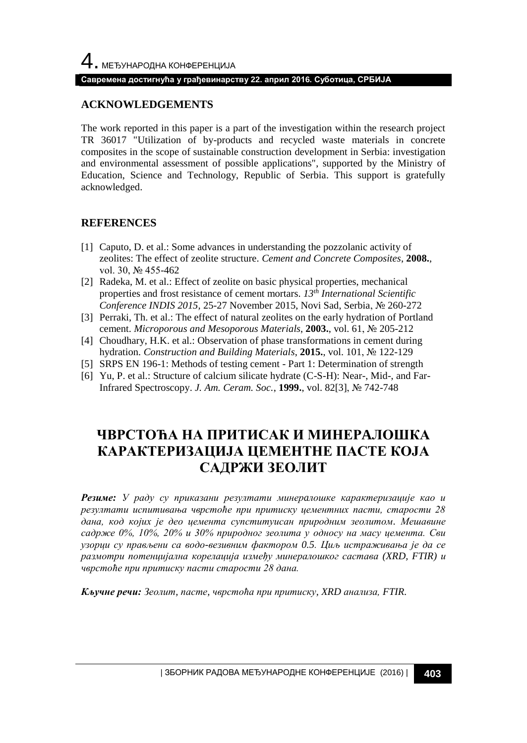## ACKNOWLEDGEMENTS

The work reported in this paper is a part of the investigation within the research project TR 36017 "Utilization of by-products and recycled waste materials in concrete composites in the scope of sustainable construction development in Serbia: investigation and environmental assessment of possible applications", supported by the Ministry of Education, Science and Technology, Republic of Serbia. This support is gratefully acknowledged.

## REFERENCES

[1] Caputo, D. et al.: Some advances in understanding the pozzolanic activity of zeolites: The effect of zeolite structure. *Cement and Concrete Composites*, **2008.**, vol. 30, № 455-462

[2] Radeka, M. et al.: Effect of zeolite on basic physical properties, mechanical properties and frost resistance of cement mortars. *13th International Scientific Conference INDIS 2015,* 25-27 November 2015, Novi Sad, Serbia, № 260-272

[3] Perraki, Th. et al.: The effect of natural zeolites on the early hydration of Portland cement. *Microporous and Mesoporous Materials*, **2003.**, vol. 61, № 205-212

[4] Choudhary, H.K. et al.: Observation of phase transformations in cement during hydration. *Construction and Building Materials*, **2015.**, vol. 101, № 122-129

[5] SRPS EN 196-1: Methods of testing cement - Part 1: Determination of strength

[6] Yu, P. et al.: Structure of calcium silicate hydrate (C-S-H): Near-, Mid-, and Far-Infrared Spectroscopy. *J. Am. Ceram. Soc.*, **1999.**, vol. 82[3], № 742-748

# ЧВРСТОЋА НА ПРИТИСАК И МИНЕРАЛОШКА КАРАКТЕРИЗАЦИЈА ЦЕМЕНТНЕ ПАСТЕ КОЈА САДРЖИ ЗЕОЛИТ

***Резиме:*** *У раду су приказани резултати минералошке карактеризације као и резултати испитивања чврстоће при притиску цементних пасти, старости 28 дана, код којих је део цемента супституисан природним зеолитом. Мешавине садрже 0%, 10%, 20% и 30% природног зеолита у односу на масу цемента. Сви узорци су прављени са водо-везивним фактором 0.5. Циљ истраживања је да се размотри потенцијална корелација између минералошког састава (XRD, FTIR) и чврстоће при притиску пасти старости 28 дана.*

***Кључне речи:*** *Зеолит, пасте, чврстоћа при притиску, XRD анализа, FTIR.*